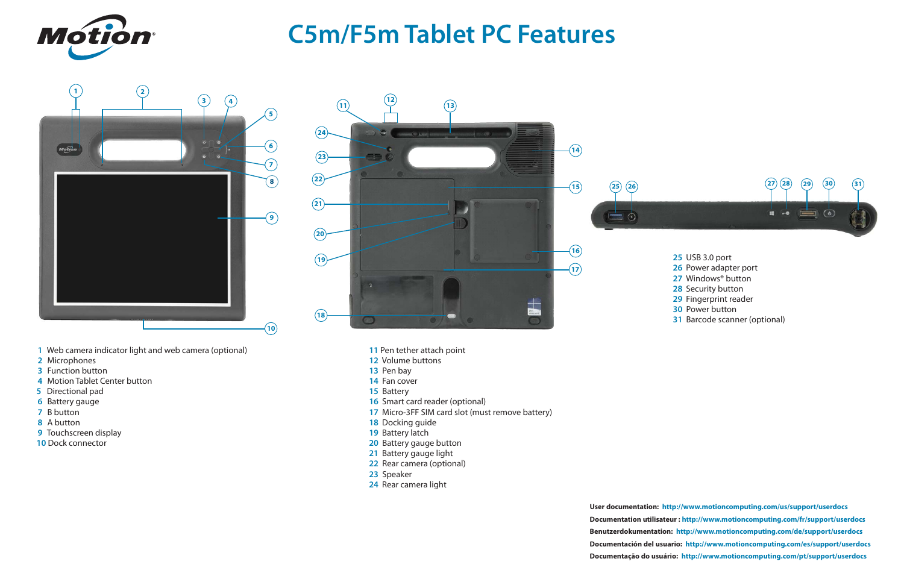Motion®

# C5m/F5m Tablet PC Features

1 Web camera indicator light and web camera (optional)
2 Microphones
3 Function button
4 Motion Tablet Center button
5 Directional pad
6 Battery gauge
7 B button
8 A button
9 Touchscreen display
10 Dock connector

11 Pen tether attach point
12 Volume buttons
13 Pen bay
14 Fan cover
15 Battery
16 Smart card reader (optional)
17 Micro-3FF SIM card slot (must remove battery)
18 Docking guide
19 Battery latch
20 Battery gauge button
21 Battery gauge light
22 Rear camera (optional)
23 Speaker
24 Rear camera light

25 USB 3.0 port
26 Power adapter port
27 Windows® button
28 Security button
29 Fingerprint reader
30 Power button
31 Barcode scanner (optional)

**User documentation:** http://www.motioncomputing.com/us/support/userdocs
**Documentation utilisateur :** http://www.motioncomputing.com/fr/support/userdocs
**Benutzerdokumentation:** http://www.motioncomputing.com/de/support/userdocs
**Documentación del usuario:** http://www.motioncomputing.com/es/support/userdocs
**Documentação do usuário:** http://www.motioncomputing.com/pt/support/userdocs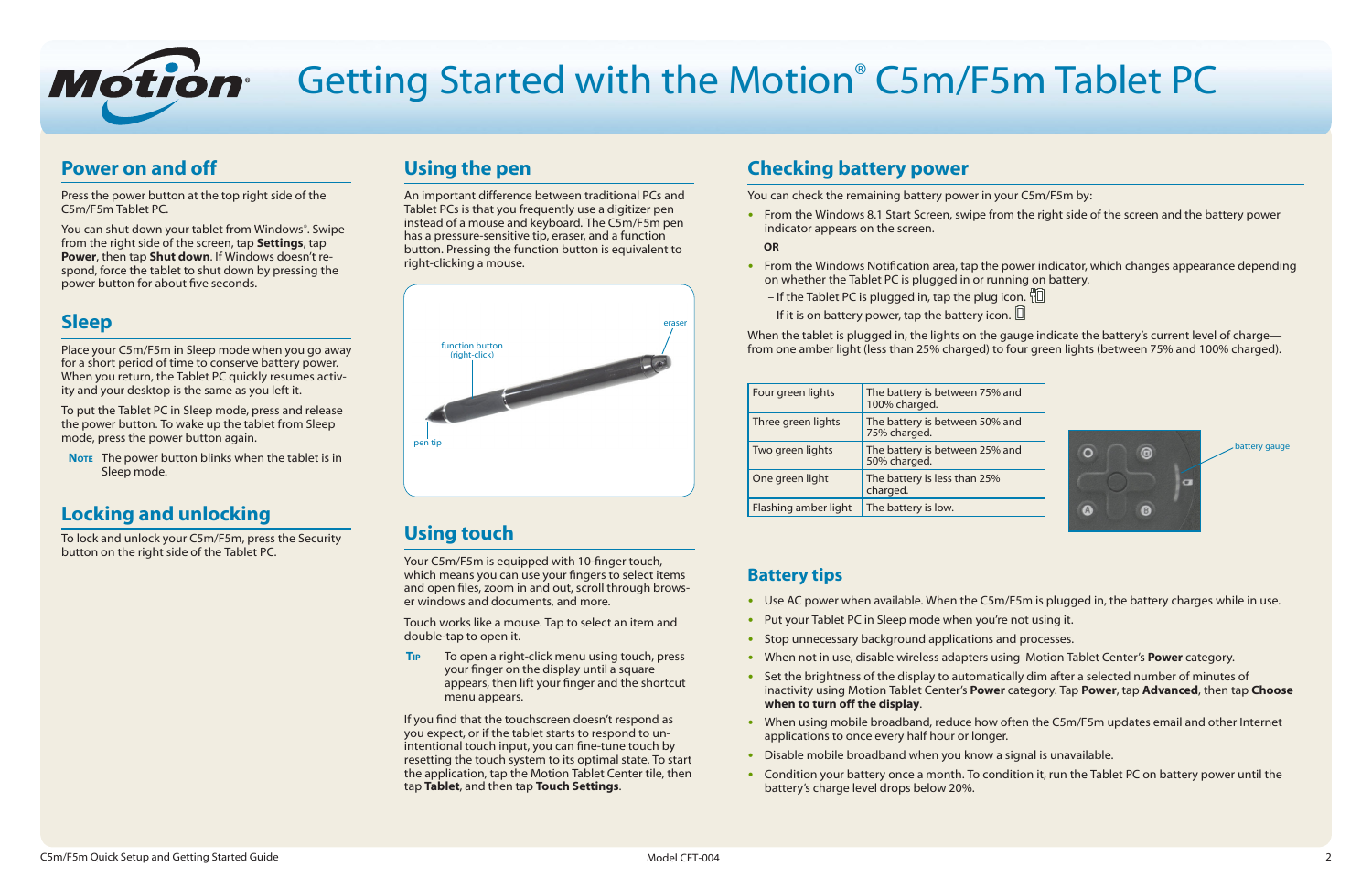# Getting Started with the Motion® C5m/F5m Tablet PC

## Power on and off

Press the power button at the top right side of the C5m/F5m Tablet PC.

You can shut down your tablet from Windows®. Swipe from the right side of the screen, tap **Settings**, tap **Power**, then tap **Shut down**. If Windows doesn't respond, force the tablet to shut down by pressing the power button for about five seconds.

## Sleep

Place your C5m/F5m in Sleep mode when you go away for a short period of time to conserve battery power. When you return, the Tablet PC quickly resumes activity and your desktop is the same as you left it.

To put the Tablet PC in Sleep mode, press and release the power button. To wake up the tablet from Sleep mode, press the power button again.

**Note** The power button blinks when the tablet is in Sleep mode.

## Locking and unlocking

To lock and unlock your C5m/F5m, press the Security button on the right side of the Tablet PC.

## Using the pen

An important difference between traditional PCs and Tablet PCs is that you frequently use a digitizer pen instead of a mouse and keyboard. The C5m/F5m pen has a pressure-sensitive tip, eraser, and a function button. Pressing the function button is equivalent to right-clicking a mouse.

eraser

function button (right-click)

pen tip

## Using touch

Your C5m/F5m is equipped with 10-finger touch, which means you can use your fingers to select items and open files, zoom in and out, scroll through browser windows and documents, and more.

Touch works like a mouse. Tap to select an item and double-tap to open it.

**Tip** To open a right-click menu using touch, press your finger on the display until a square appears, then lift your finger and the shortcut menu appears.

If you find that the touchscreen doesn't respond as you expect, or if the tablet starts to respond to unintentional touch input, you can fine-tune touch by resetting the touch system to its optimal state. To start the application, tap the Motion Tablet Center tile, then tap **Tablet**, and then tap **Touch Settings**.

## Checking battery power

You can check the remaining battery power in your C5m/F5m by:

- From the Windows 8.1 Start Screen, swipe from the right side of the screen and the battery power indicator appears on the screen.

**OR**

- From the Windows Notification area, tap the power indicator, which changes appearance depending on whether the Tablet PC is plugged in or running on battery.
  - – If the Tablet PC is plugged in, tap the plug icon.
  - – If it is on battery power, tap the battery icon.

When the tablet is plugged in, the lights on the gauge indicate the battery's current level of charge—from one amber light (less than 25% charged) to four green lights (between 75% and 100% charged).

| | |
|---|---|
| Four green lights | The battery is between 75% and 100% charged. |
| Three green lights | The battery is between 50% and 75% charged. |
| Two green lights | The battery is between 25% and 50% charged. |
| One green light | The battery is less than 25% charged. |
| Flashing amber light | The battery is low. |

battery gauge

## Battery tips

- Use AC power when available. When the C5m/F5m is plugged in, the battery charges while in use.
- Put your Tablet PC in Sleep mode when you're not using it.
- Stop unnecessary background applications and processes.
- When not in use, disable wireless adapters using Motion Tablet Center's **Power** category.
- Set the brightness of the display to automatically dim after a selected number of minutes of inactivity using Motion Tablet Center's **Power** category. Tap **Power**, tap **Advanced**, then tap **Choose when to turn off the display**.
- When using mobile broadband, reduce how often the C5m/F5m updates email and other Internet applications to once every half hour or longer.
- Disable mobile broadband when you know a signal is unavailable.
- Condition your battery once a month. To condition it, run the Tablet PC on battery power until the battery's charge level drops below 20%.

C5m/F5m Quick Setup and Getting Started Guide    Model CFT-004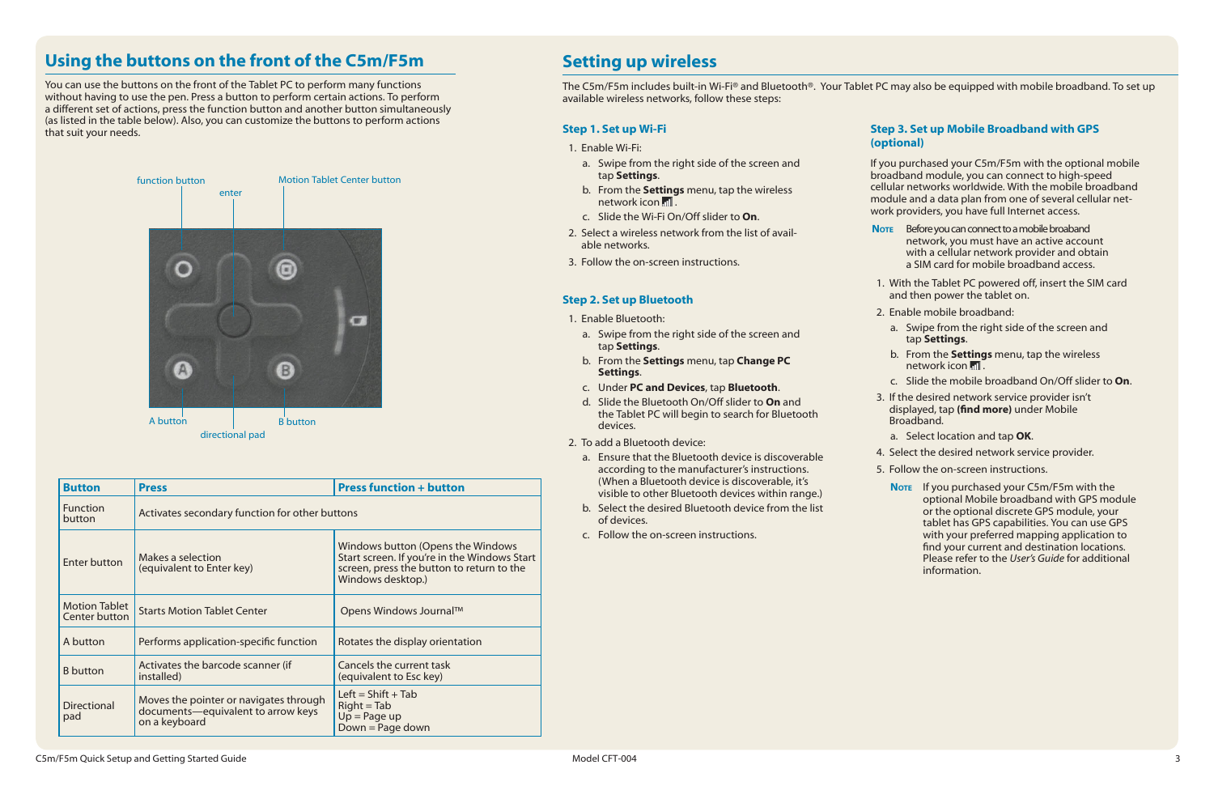## Using the buttons on the front of the C5m/F5m

You can use the buttons on the front of the Tablet PC to perform many functions without having to use the pen. Press a button to perform certain actions. To perform a different set of actions, press the function button and another button simultaneously (as listed in the table below). Also, you can customize the buttons to perform actions that suit your needs.

function button

enter

Motion Tablet Center button

A button

B button

directional pad

| Button | Press | Press function + button |
|---|---|---|
| Function button | Activates secondary function for other buttons | |
| Enter button | Makes a selection (equivalent to Enter key) | Windows button (Opens the Windows Start screen. If you're in the Windows Start screen, press the button to return to the Windows desktop.) |
| Motion Tablet Center button | Starts Motion Tablet Center | Opens Windows Journal™ |
| A button | Performs application-specific function | Rotates the display orientation |
| B button | Activates the barcode scanner (if installed) | Cancels the current task (equivalent to Esc key) |
| Directional pad | Moves the pointer or navigates through documents—equivalent to arrow keys on a keyboard | Left = Shift + Tab<br>Right = Tab<br>Up = Page up<br>Down = Page down |

## Setting up wireless

The C5m/F5m includes built-in Wi-Fi® and Bluetooth®. Your Tablet PC may also be equipped with mobile broadband. To set up available wireless networks, follow these steps:

### Step 1. Set up Wi-Fi

1. Enable Wi-Fi:
   a. Swipe from the right side of the screen and tap **Settings**.
   b. From the **Settings** menu, tap the wireless network icon.
   c. Slide the Wi-Fi On/Off slider to **On**.
2. Select a wireless network from the list of available networks.
3. Follow the on-screen instructions.

### Step 2. Set up Bluetooth

1. Enable Bluetooth:
   a. Swipe from the right side of the screen and tap **Settings**.
   b. From the **Settings** menu, tap **Change PC Settings**.
   c. Under **PC and Devices**, tap **Bluetooth**.
   d. Slide the Bluetooth On/Off slider to **On** and the Tablet PC will begin to search for Bluetooth devices.
2. To add a Bluetooth device:
   a. Ensure that the Bluetooth device is discoverable according to the manufacturer's instructions. (When a Bluetooth device is discoverable, it's visible to other Bluetooth devices within range.)
   b. Select the desired Bluetooth device from the list of devices.
   c. Follow the on-screen instructions.

### Step 3. Set up Mobile Broadband with GPS (optional)

If you purchased your C5m/F5m with the optional mobile broadband module, you can connect to high-speed cellular networks worldwide. With the mobile broadband module and a data plan from one of several cellular network providers, you have full Internet access.

**Note** Before you can connect to a mobile broadband network, you must have an active account with a cellular network provider and obtain a SIM card for mobile broadband access.

1. With the Tablet PC powered off, insert the SIM card and then power the tablet on.
2. Enable mobile broadband:
   a. Swipe from the right side of the screen and tap **Settings**.
   b. From the **Settings** menu, tap the wireless network icon.
   c. Slide the mobile broadband On/Off slider to **On**.
3. If the desired network service provider isn't displayed, tap **(find more)** under Mobile Broadband.
   a. Select location and tap **OK**.
4. Select the desired network service provider.
5. Follow the on-screen instructions.

**Note** If you purchased your C5m/F5m with the optional Mobile broadband with GPS module or the optional discrete GPS module, your tablet has GPS capabilities. You can use GPS with your preferred mapping application to find your current and destination locations. Please refer to the *User's Guide* for additional information.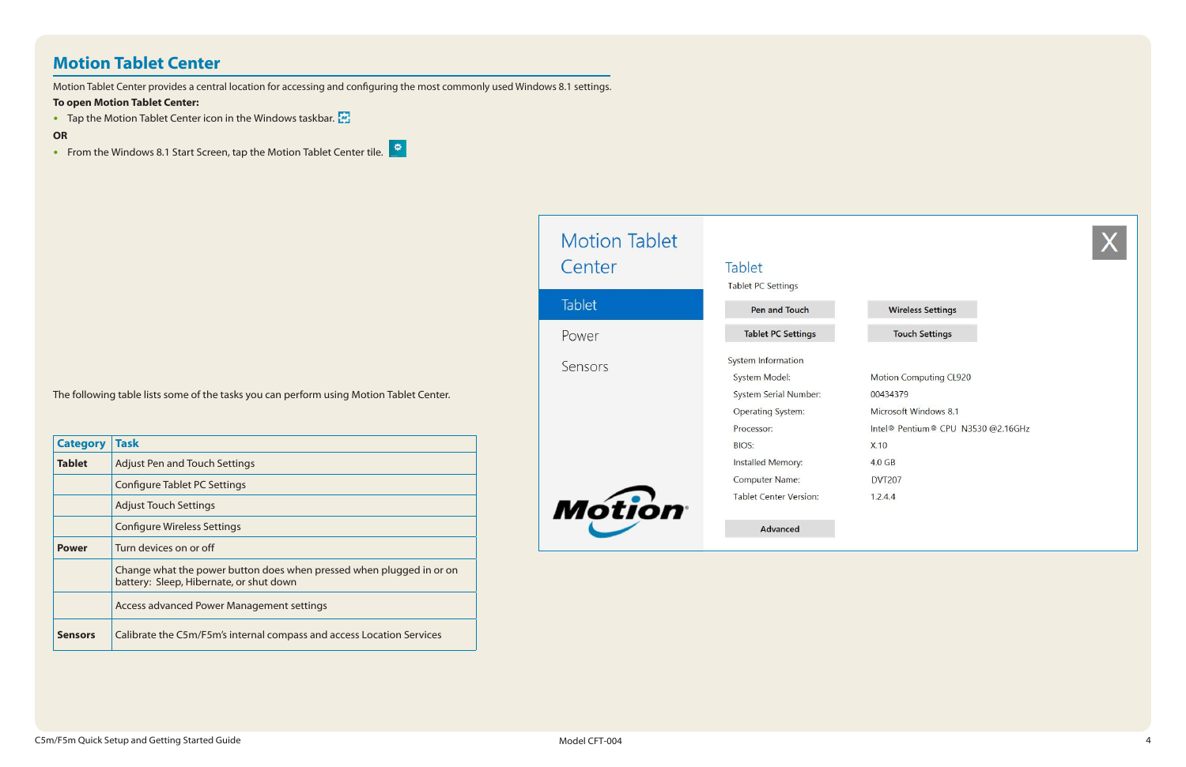## Motion Tablet Center

Motion Tablet Center provides a central location for accessing and configuring the most commonly used Windows 8.1 settings.

**To open Motion Tablet Center:**

- Tap the Motion Tablet Center icon in the Windows taskbar.

**OR**

- From the Windows 8.1 Start Screen, tap the Motion Tablet Center tile.

The following table lists some of the tasks you can perform using Motion Tablet Center.

| Category | Task |
|---|---|
| **Tablet** | Adjust Pen and Touch Settings |
| | Configure Tablet PC Settings |
| | Adjust Touch Settings |
| | Configure Wireless Settings |
| **Power** | Turn devices on or off |
| | Change what the power button does when pressed when plugged in or on battery: Sleep, Hibernate, or shut down |
| | Access advanced Power Management settings |
| **Sensors** | Calibrate the C5m/F5m's internal compass and access Location Services |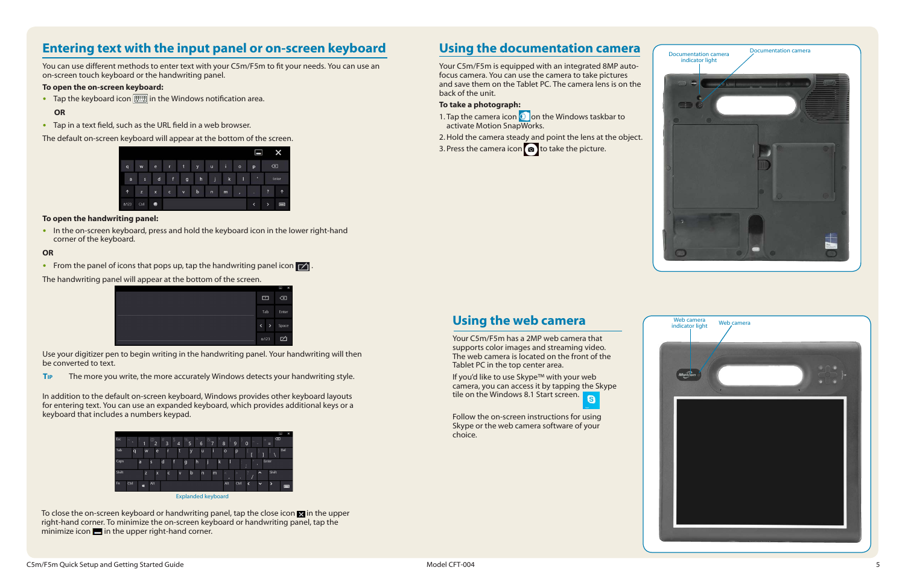## Entering text with the input panel or on-screen keyboard

You can use different methods to enter text with your C5m/F5m to fit your needs. You can use an on-screen touch keyboard or the handwriting panel.

**To open the on-screen keyboard:**

- Tap the keyboard icon in the Windows notification area.

**OR**

- Tap in a text field, such as the URL field in a web browser.

The default on-screen keyboard will appear at the bottom of the screen.

**To open the handwriting panel:**

- In the on-screen keyboard, press and hold the keyboard icon in the lower right-hand corner of the keyboard.

**OR**

- From the panel of icons that pops up, tap the handwriting panel icon .

The handwriting panel will appear at the bottom of the screen.

Use your digitizer pen to begin writing in the handwriting panel. Your handwriting will then be converted to text.

**TIP** The more you write, the more accurately Windows detects your handwriting style.

In addition to the default on-screen keyboard, Windows provides other keyboard layouts for entering text. You can use an expanded keyboard, which provides additional keys or a keyboard that includes a numbers keypad.

Expanded keyboard

To close the on-screen keyboard or handwriting panel, tap the close icon in the upper right-hand corner. To minimize the on-screen keyboard or handwriting panel, tap the minimize icon in the upper right-hand corner.

## Using the documentation camera

Your C5m/F5m is equipped with an integrated 8MP auto-focus camera. You can use the camera to take pictures and save them on the Tablet PC. The camera lens is on the back of the unit.

**To take a photograph:**

1. Tap the camera icon on the Windows taskbar to activate Motion SnapWorks.
2. Hold the camera steady and point the lens at the object.
3. Press the camera icon to take the picture.

Documentation camera indicator light

Documentation camera

## Using the web camera

Your C5m/F5m has a 2MP web camera that supports color images and streaming video. The web camera is located on the front of the Tablet PC in the top center area.

If you'd like to use Skype™ with your web camera, you can access it by tapping the Skype tile on the Windows 8.1 Start screen.

Follow the on-screen instructions for using Skype or the web camera software of your choice.

Web camera indicator light

Web camera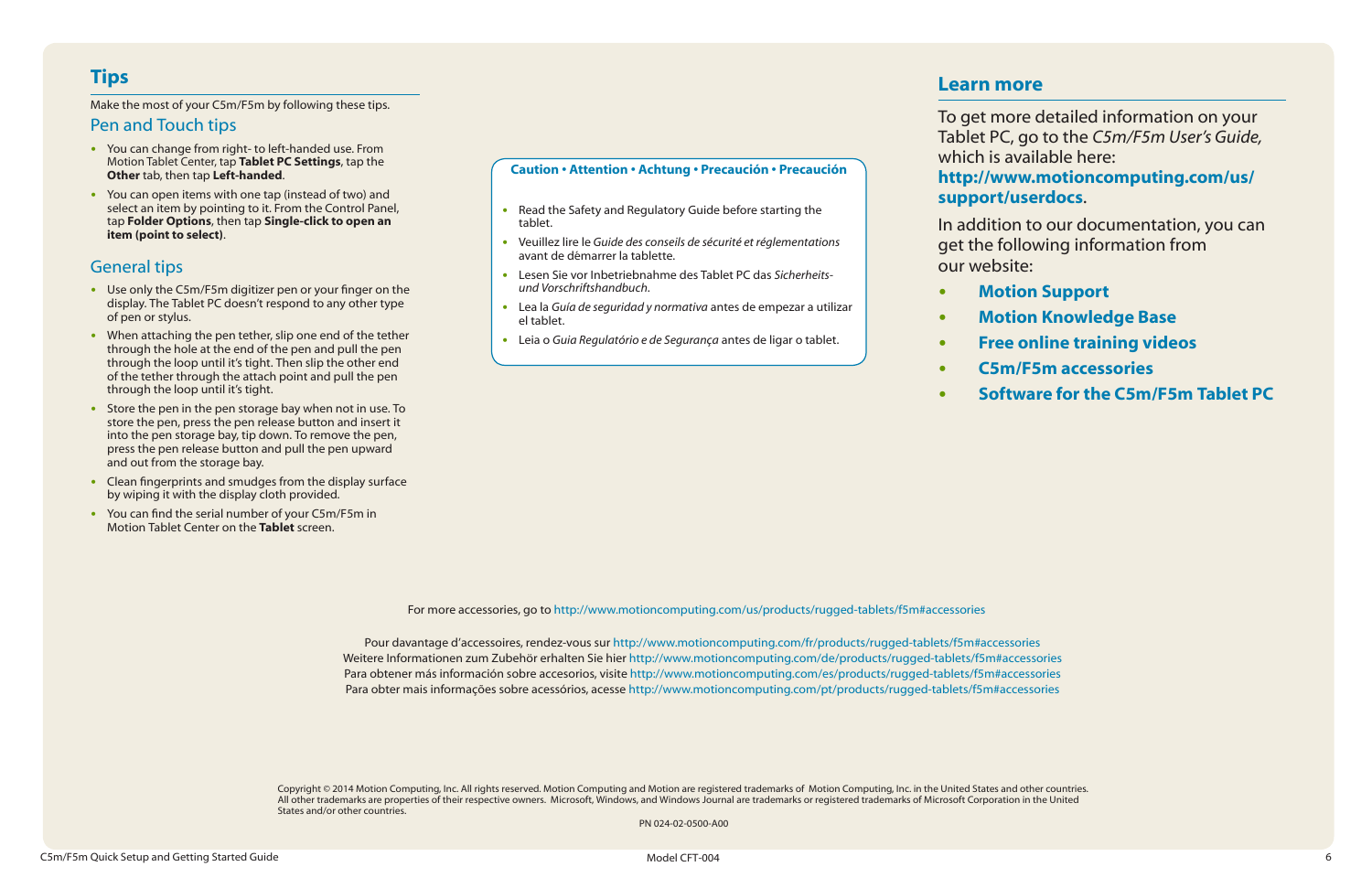## Tips

Make the most of your C5m/F5m by following these tips.

### Pen and Touch tips

- You can change from right- to left-handed use. From Motion Tablet Center, tap **Tablet PC Settings**, tap the **Other** tab, then tap **Left-handed**.
- You can open items with one tap (instead of two) and select an item by pointing to it. From the Control Panel, tap **Folder Options**, then tap **Single-click to open an item (point to select)**.

### General tips

- Use only the C5m/F5m digitizer pen or your finger on the display. The Tablet PC doesn't respond to any other type of pen or stylus.
- When attaching the pen tether, slip one end of the tether through the hole at the end of the pen and pull the pen through the loop until it's tight. Then slip the other end of the tether through the attach point and pull the pen through the loop until it's tight.
- Store the pen in the pen storage bay when not in use. To store the pen, press the pen release button and insert it into the pen storage bay, tip down. To remove the pen, press the pen release button and pull the pen upward and out from the storage bay.
- Clean fingerprints and smudges from the display surface by wiping it with the display cloth provided.
- You can find the serial number of your C5m/F5m in Motion Tablet Center on the **Tablet** screen.

**Caution • Attention • Achtung • Precaución • Precaución**

- Read the Safety and Regulatory Guide before starting the tablet.
- Veuillez lire le *Guide des conseils de sécurité et réglementations* avant de démarrer la tablette.
- Lesen Sie vor Inbetriebnahme des Tablet PC das *Sicherheits- und Vorschriftshandbuch*.
- Lea la *Guía de seguridad y normativa* antes de empezar a utilizar el tablet.
- Leia o *Guia Regulatório e de Segurança* antes de ligar o tablet.

## Learn more

To get more detailed information on your Tablet PC, go to the *C5m/F5m User's Guide,* which is available here: **http://www.motioncomputing.com/us/support/userdocs**.

In addition to our documentation, you can get the following information from our website:

- **Motion Support**
- **Motion Knowledge Base**
- **Free online training videos**
- **C5m/F5m accessories**
- **Software for the C5m/F5m Tablet PC**

For more accessories, go to http://www.motioncomputing.com/us/products/rugged-tablets/f5m#accessories

Pour davantage d'accessoires, rendez-vous sur http://www.motioncomputing.com/fr/products/rugged-tablets/f5m#accessories
Weitere Informationen zum Zubehör erhalten Sie hier http://www.motioncomputing.com/de/products/rugged-tablets/f5m#accessories
Para obtener más información sobre accesorios, visite http://www.motioncomputing.com/es/products/rugged-tablets/f5m#accessories
Para obter mais informações sobre acessórios, acesse http://www.motioncomputing.com/pt/products/rugged-tablets/f5m#accessories

Copyright © 2014 Motion Computing, Inc. All rights reserved. Motion Computing and Motion are registered trademarks of Motion Computing, Inc. in the United States and other countries. All other trademarks are properties of their respective owners. Microsoft, Windows, and Windows Journal are trademarks or registered trademarks of Microsoft Corporation in the United States and/or other countries.

PN 024-02-0500-A00

Model CFT-004